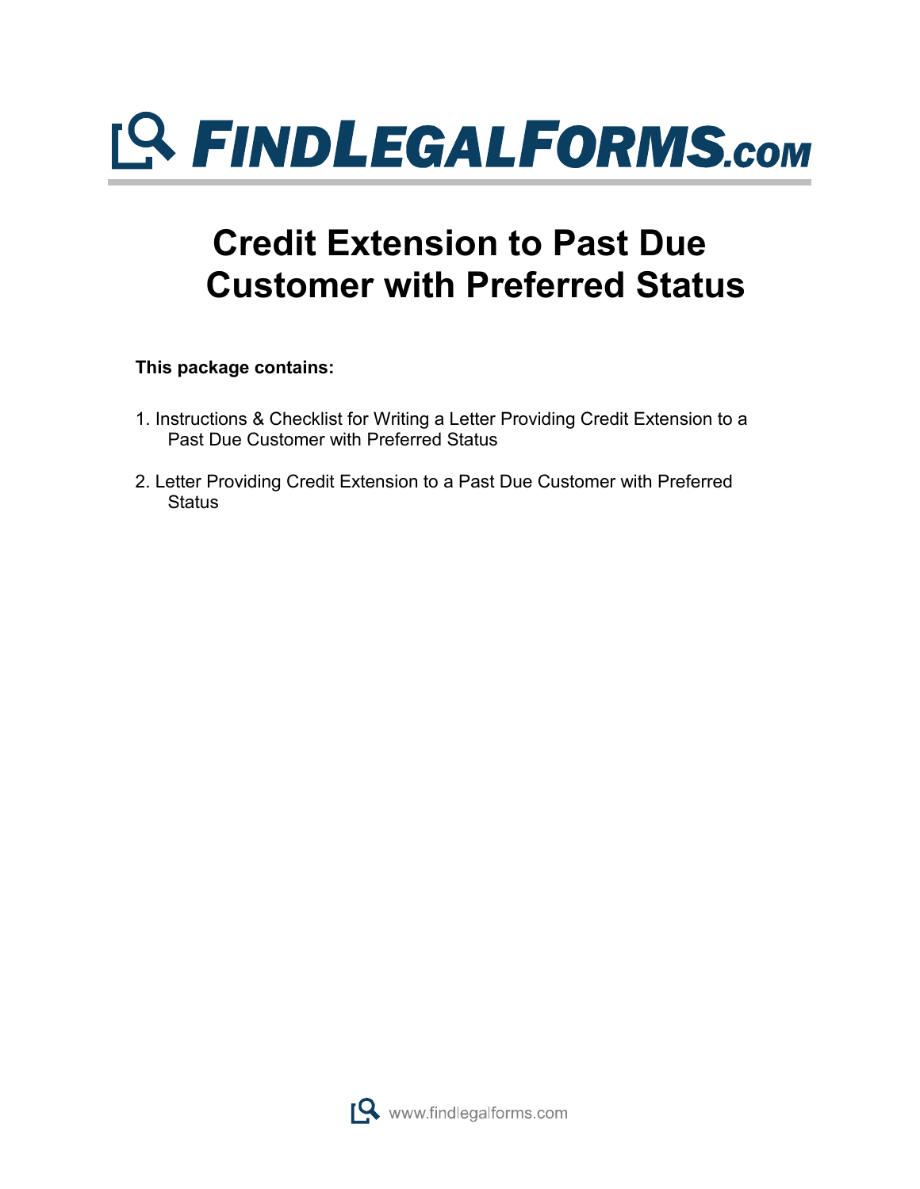# FINDLEGALFORMS.com

# Credit Extension to Past Due Customer with Preferred Status

**This package contains:**

1. Instructions & Checklist for Writing a Letter Providing Credit Extension to a Past Due Customer with Preferred Status

2. Letter Providing Credit Extension to a Past Due Customer with Preferred Status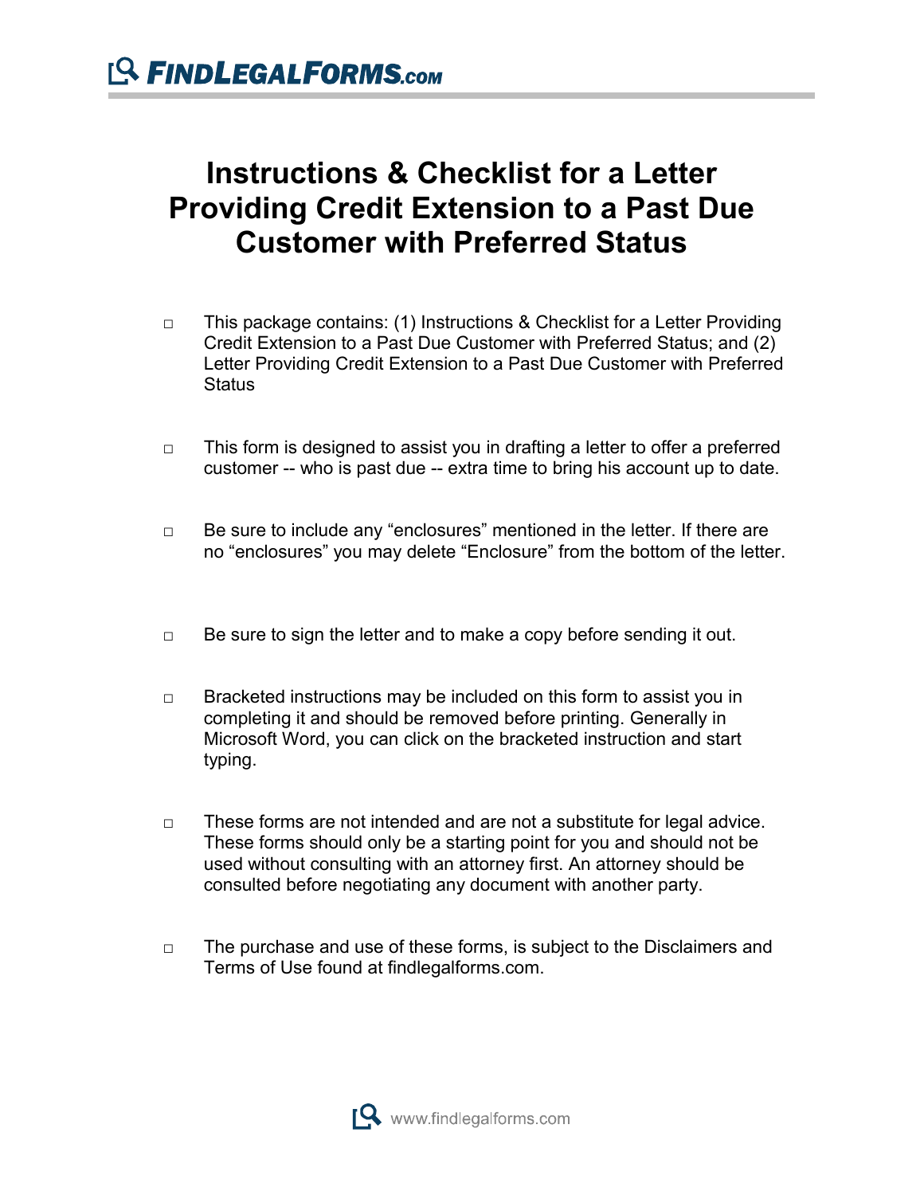# Instructions & Checklist for a Letter Providing Credit Extension to a Past Due Customer with Preferred Status

- □ This package contains: (1) Instructions & Checklist for a Letter Providing Credit Extension to a Past Due Customer with Preferred Status; and (2) Letter Providing Credit Extension to a Past Due Customer with Preferred Status

- □ This form is designed to assist you in drafting a letter to offer a preferred customer -- who is past due -- extra time to bring his account up to date.

- □ Be sure to include any "enclosures" mentioned in the letter. If there are no "enclosures" you may delete "Enclosure" from the bottom of the letter.

- □ Be sure to sign the letter and to make a copy before sending it out.

- □ Bracketed instructions may be included on this form to assist you in completing it and should be removed before printing. Generally in Microsoft Word, you can click on the bracketed instruction and start typing.

- □ These forms are not intended and are not a substitute for legal advice. These forms should only be a starting point for you and should not be used without consulting with an attorney first. An attorney should be consulted before negotiating any document with another party.

- □ The purchase and use of these forms, is subject to the Disclaimers and Terms of Use found at findlegalforms.com.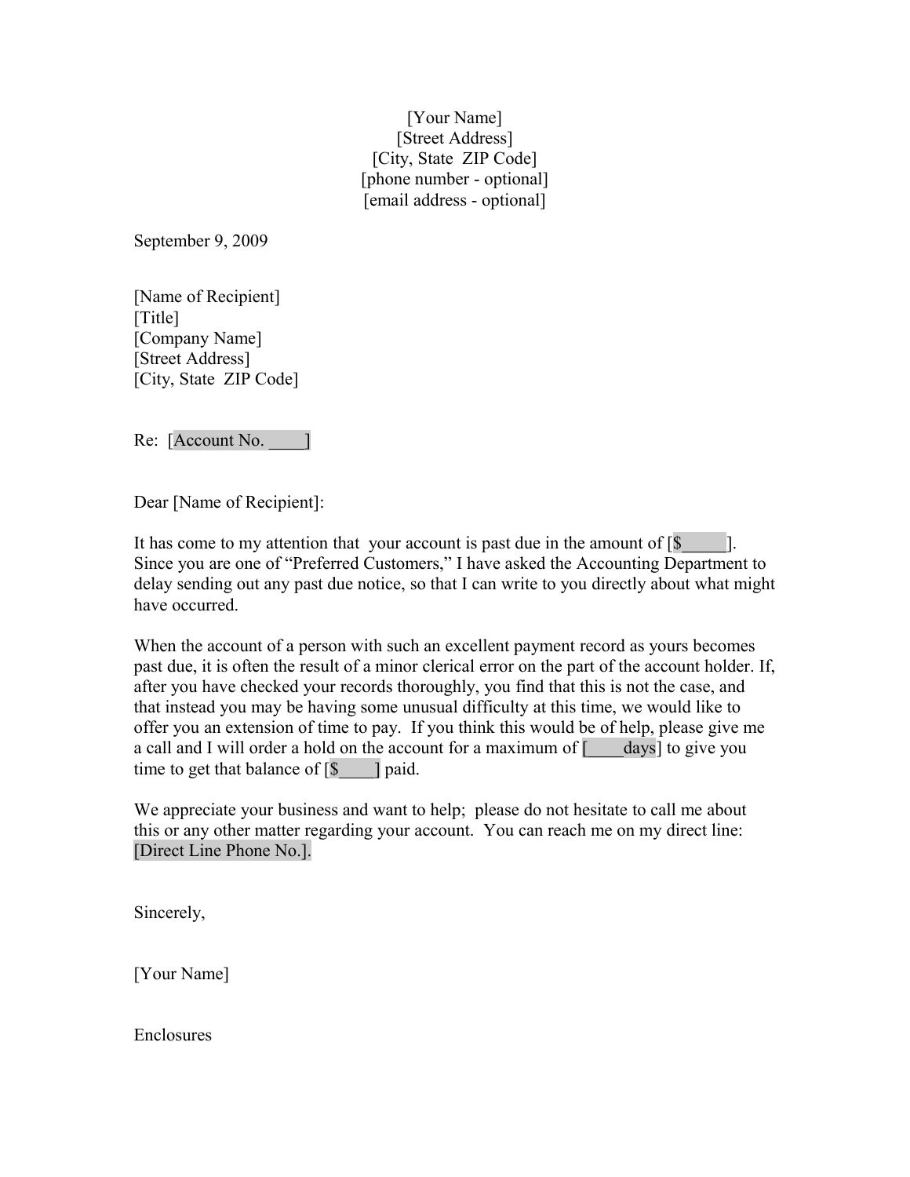[Your Name]
[Street Address]
[City, State ZIP Code]
[phone number - optional]
[email address - optional]

September 9, 2009

[Name of Recipient]
[Title]
[Company Name]
[Street Address]
[City, State ZIP Code]

Re: [Account No. ____]

Dear [Name of Recipient]:

It has come to my attention that your account is past due in the amount of [$_____]. Since you are one of "Preferred Customers," I have asked the Accounting Department to delay sending out any past due notice, so that I can write to you directly about what might have occurred.

When the account of a person with such an excellent payment record as yours becomes past due, it is often the result of a minor clerical error on the part of the account holder. If, after you have checked your records thoroughly, you find that this is not the case, and that instead you may be having some unusual difficulty at this time, we would like to offer you an extension of time to pay. If you think this would be of help, please give me a call and I will order a hold on the account for a maximum of [____days] to give you time to get that balance of [$____] paid.

We appreciate your business and want to help; please do not hesitate to call me about this or any other matter regarding your account. You can reach me on my direct line: [Direct Line Phone No.].

Sincerely,

[Your Name]

Enclosures